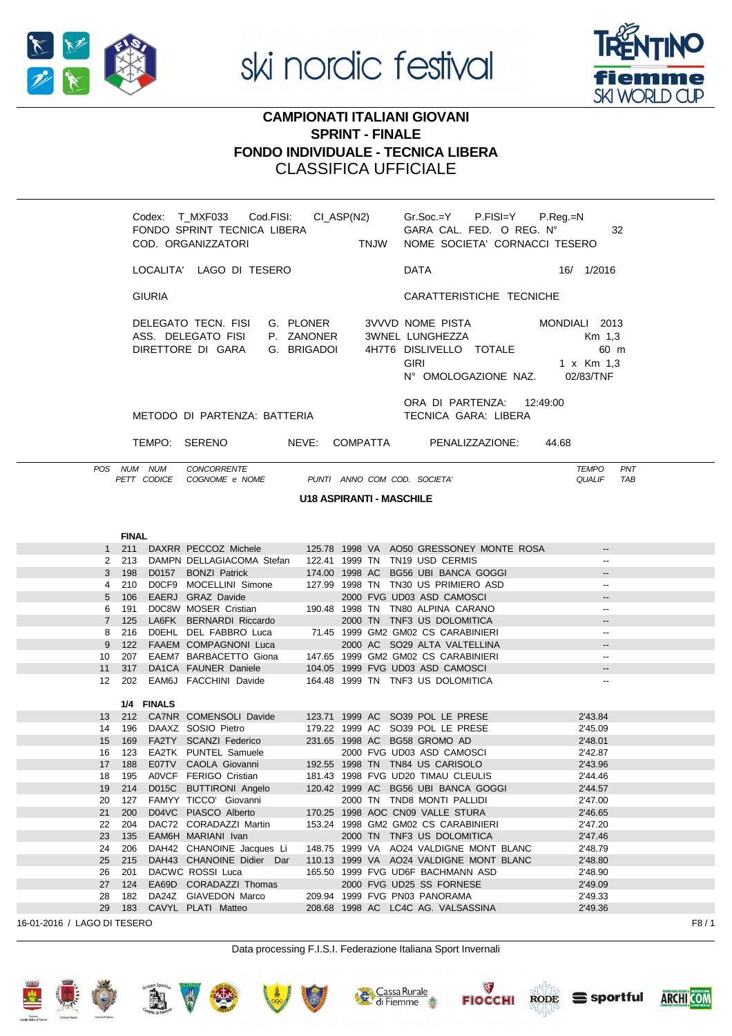ski nordic festival

TRENTINO fiemme SKI WORLD CUP

# CAMPIONATI ITALIANI GIOVANI
## SPRINT - FINALE
## FONDO INDIVIDUALE - TECNICA LIBERA
## CLASSIFICA UFFICIALE

Codex: T_MXF033 Cod.FISI: CI_ASP(N2) Gr.Soc.=Y P.FISI=Y P.Reg.=N
FONDO SPRINT TECNICA LIBERA GARA CAL. FED. O REG. N° 32
COD. ORGANIZZATORI TNJW NOME SOCIETA' CORNACCI TESERO

LOCALITA' LAGO DI TESERO DATA 16/ 1/2016

GIURIA CARATTERISTICHE TECNICHE

DELEGATO TECN. FISI G. PLONER 3VVVD NOME PISTA MONDIALI 2013
ASS. DELEGATO FISI P. ZANONER 3WNEL LUNGHEZZA Km 1,3
DIRETTORE DI GARA G. BRIGADOI 4H7T6 DISLIVELLO TOTALE 60 m
GIRI 1 x Km 1,3
N° OMOLOGAZIONE NAZ. 02/83/TNF

ORA DI PARTENZA: 12:49:00
METODO DI PARTENZA: BATTERIA TECNICA GARA: LIBERA

TEMPO: SERENO NEVE: COMPATTA PENALIZZAZIONE: 44.68

### U18 ASPIRANTI - MASCHILE

| POS | NUM PETT | NUM CODICE | CONCORRENTE COGNOME e NOME | PUNTI | ANNO | COM | COD. | SOCIETA' | TEMPO QUALIF | PNT TAB |
|---|---|---|---|---|---|---|---|---|---|---|
| **FINAL** | | | | | | | | | | |
| 1 | 211 | DAXRR | PECCOZ Michele | 125.78 | 1998 | VA | AO50 | GRESSONEY MONTE ROSA | -- | |
| 2 | 213 | DAMPN | DELLAGIACOMA Stefan | 122.41 | 1999 | TN | TN19 | USD CERMIS | -- | |
| 3 | 198 | D0157 | BONZI Patrick | 174.00 | 1998 | AC | BG56 | UBI BANCA GOGGI | -- | |
| 4 | 210 | D0CF9 | MOCELLINI Simone | 127.99 | 1998 | TN | TN30 | US PRIMIERO ASD | -- | |
| 5 | 106 | EAERJ | GRAZ Davide | | 2000 | FVG | UD03 | ASD CAMOSCI | -- | |
| 6 | 191 | D0C8W | MOSER Cristian | 190.48 | 1998 | TN | TN80 | ALPINA CARANO | -- | |
| 7 | 125 | LA6FK | BERNARDI Riccardo | | 2000 | TN | TNF3 | US DOLOMITICA | -- | |
| 8 | 216 | D0EHL | DEL FABBRO Luca | 71.45 | 1999 | GM2 | GM02 | CS CARABINIERI | -- | |
| 9 | 122 | FAAEM | COMPAGNONI Luca | | 2000 | AC | SO29 | ALTA VALTELLINA | -- | |
| 10 | 207 | EAEM7 | BARBACETTO Giona | 147.65 | 1999 | GM2 | GM02 | CS CARABINIERI | -- | |
| 11 | 317 | DA1CA | FAUNER Daniele | 104.05 | 1999 | FVG | UD03 | ASD CAMOSCI | -- | |
| 12 | 202 | EAM6J | FACCHINI Davide | 164.48 | 1999 | TN | TNF3 | US DOLOMITICA | -- | |
| **1/4 FINALS** | | | | | | | | | | |
| 13 | 212 | CA7NR | COMENSOLI Davide | 123.71 | 1999 | AC | SO39 | POL LE PRESE | 2'43.84 | |
| 14 | 196 | DAAXZ | SOSIO Pietro | 179.22 | 1999 | AC | SO39 | POL LE PRESE | 2'45.09 | |
| 15 | 169 | FA2TY | SCANZI Federico | 231.65 | 1998 | AC | BG58 | GROMO AD | 2'48.01 | |
| 16 | 123 | EA2TK | PUNTEL Samuele | | 2000 | FVG | UD03 | ASD CAMOSCI | 2'42.87 | |
| 17 | 188 | E07TV | CAOLA Giovanni | 192.55 | 1998 | TN | TN84 | US CARISOLO | 2'43.96 | |
| 18 | 195 | A0VCF | FERIGO Cristian | 181.43 | 1998 | FVG | UD20 | TIMAU CLEULIS | 2'44.46 | |
| 19 | 214 | D015C | BUTTIRONI Angelo | 120.42 | 1999 | AC | BG56 | UBI BANCA GOGGI | 2'44.57 | |
| 20 | 127 | FAMYY | TICCO' Giovanni | | 2000 | TN | TND8 | MONTI PALLIDI | 2'47.00 | |
| 21 | 200 | D04VC | PIASCO Alberto | 170.25 | 1998 | AOC | CN09 | VALLE STURA | 2'46.65 | |
| 22 | 204 | DAC72 | CORADAZZI Martin | 153.24 | 1998 | GM2 | GM02 | CS CARABINIERI | 2'47.20 | |
| 23 | 135 | EAM6H | MARIANI Ivan | | 2000 | TN | TNF3 | US DOLOMITICA | 2'47.46 | |
| 24 | 206 | DAH42 | CHANOINE Jacques Li | 148.75 | 1999 | VA | AO24 | VALDIGNE MONT BLANC | 2'48.79 | |
| 25 | 215 | DAH43 | CHANOINE Didier Dar | 110.13 | 1999 | VA | AO24 | VALDIGNE MONT BLANC | 2'48.80 | |
| 26 | 201 | DACWC | ROSSI Luca | 165.50 | 1999 | FVG | UD6F | BACHMANN ASD | 2'48.90 | |
| 27 | 124 | EA69D | CORADAZZI Thomas | | 2000 | FVG | UD25 | SS FORNESE | 2'49.09 | |
| 28 | 182 | DA24Z | GIAVEDON Marco | 209.94 | 1999 | FVG | PN03 | PANORAMA | 2'49.33 | |
| 29 | 183 | CAVYL | PLATI Matteo | 208.68 | 1998 | AC | LC4C | AG. VALSASSINA | 2'49.36 | |

16-01-2016 / LAGO DI TESERO F8 / 1

Data processing F.I.S.I. Federazione Italiana Sport Invernali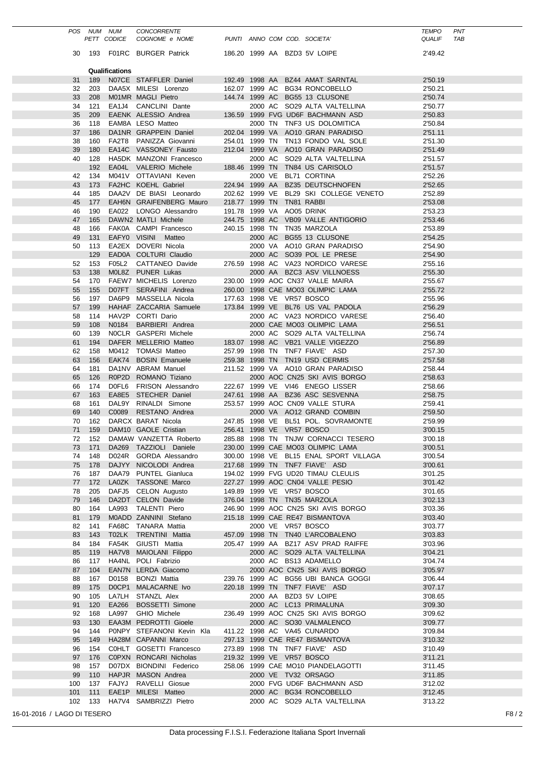| POS | NUM PETT | NUM CODICE | CONCORRENTE COGNOME e NOME | PUNTI | ANNO | COM | COD. SOCIETA' | TEMPO QUALIF | PNT TAB |
|---|---|---|---|---|---|---|---|---|---|
| 30 | 193 | F01RC | BURGER Patrick | 186.20 | 1999 | AA | BZD3 5V LOIPE | 2'49.42 | |

**Qualifications**

| POS | NUM PETT | NUM CODICE | CONCORRENTE COGNOME e NOME | PUNTI | ANNO | COM | COD. SOCIETA' | TEMPO QUALIF | PNT TAB |
|---|---|---|---|---|---|---|---|---|---|
| 31 | 189 | N07CE | STAFFLER Daniel | 192.49 | 1998 | AA | BZ44 AMAT SARNTAL | 2'50.19 | |
| 32 | 203 | DAA5X | MILESI Lorenzo | 162.07 | 1999 | AC | BG34 RONCOBELLO | 2'50.21 | |
| 33 | 208 | M01MR | MAGLI Pietro | 144.74 | 1999 | AC | BG55 13 CLUSONE | 2'50.74 | |
| 34 | 121 | EA1J4 | CANCLINI Dante | | 2000 | AC | SO29 ALTA VALTELLINA | 2'50.77 | |
| 35 | 209 | EAENK | ALESSIO Andrea | 136.59 | 1999 | FVG | UD6F BACHMANN ASD | 2'50.83 | |
| 36 | 118 | EAM8A | LESO Matteo | | 2000 | TN | TNF3 US DOLOMITICA | 2'50.84 | |
| 37 | 186 | DA1NR | GRAPPEIN Daniel | 202.04 | 1999 | VA | AO10 GRAN PARADISO | 2'51.11 | |
| 38 | 160 | FA2T8 | PANIZZA Giovanni | 254.01 | 1999 | TN | TN13 FONDO VAL SOLE | 2'51.30 | |
| 39 | 180 | EA14C | VASSONEY Fausto | 212.04 | 1999 | VA | AO10 GRAN PARADISO | 2'51.49 | |
| 40 | 128 | HA5DK | MANZONI Francesco | | 2000 | AC | SO29 ALTA VALTELLINA | 2'51.57 | |
| | 192 | EA04L | VALERIO Michele | 188.46 | 1999 | TN | TN84 US CARISOLO | 2'51.57 | |
| 42 | 134 | M041V | OTTAVIANI Keven | | 2000 | VE | BL71 CORTINA | 2'52.26 | |
| 43 | 173 | FA2HC | KOEHL Gabriel | 224.94 | 1999 | AA | BZ35 DEUTSCHNOFEN | 2'52.65 | |
| 44 | 185 | DAA2V | DE BIASI Leonardo | 202.62 | 1999 | VE | BL29 SKI COLLEGE VENETO | 2'52.89 | |
| 45 | 177 | EAH6N | GRAIFENBERG Mauro | 218.77 | 1999 | TN | TN81 RABBI | 2'53.08 | |
| 46 | 190 | EA022 | LONGO Alessandro | 191.78 | 1999 | VA | AO05 DRINK | 2'53.23 | |
| 47 | 165 | DAWN2 | MATLI Michele | 244.75 | 1998 | AC | VB09 VALLE ANTIGORIO | 2'53.46 | |
| 48 | 166 | FAK0A | CAMPI Francesco | 240.15 | 1998 | TN | TN35 MARZOLA | 2'53.89 | |
| 49 | 131 | EAFY0 | VISINI Matteo | | 2000 | AC | BG55 13 CLUSONE | 2'54.25 | |
| 50 | 113 | EA2EX | DOVERI Nicola | | 2000 | VA | AO10 GRAN PARADISO | 2'54.90 | |
| | 129 | EAD0A | COLTURI Claudio | | 2000 | AC | SO39 POL LE PRESE | 2'54.90 | |
| 52 | 153 | F05L2 | CATTANEO Davide | 276.59 | 1998 | AC | VA23 NORDICO VARESE | 2'55.16 | |
| 53 | 138 | M0L8Z | PUNER Lukas | | 2000 | AA | BZC3 ASV VILLNOESS | 2'55.30 | |
| 54 | 170 | FAEW7 | MICHELIS Lorenzo | 230.00 | 1999 | AOC | CN37 VALLE MAIRA | 2'55.67 | |
| 55 | 155 | D07FT | SERAFINI Andrea | 260.00 | 1998 | CAE | MO03 OLIMPIC LAMA | 2'55.72 | |
| 56 | 197 | DA6P9 | MASSELLA Nicola | 177.63 | 1998 | VE | VR57 BOSCO | 2'55.96 | |
| 57 | 199 | HAHAF | ZACCARIA Samuele | 173.84 | 1999 | VE | BL76 US VAL PADOLA | 2'56.29 | |
| 58 | 114 | HAV2P | CORTI Dario | | 2000 | AC | VA23 NORDICO VARESE | 2'56.40 | |
| 59 | 108 | N0184 | BARBIERI Andrea | | 2000 | CAE | MO03 OLIMPIC LAMA | 2'56.51 | |
| 60 | 139 | N0CLR | GASPERI Michele | | 2000 | AC | SO29 ALTA VALTELLINA | 2'56.74 | |
| 61 | 194 | DAFER | MELLERIO Matteo | 183.07 | 1998 | AC | VB21 VALLE VIGEZZO | 2'56.89 | |
| 62 | 158 | M0412 | TOMASI Matteo | 257.99 | 1998 | TN | TNF7 FIAVE' ASD | 2'57.30 | |
| 63 | 156 | EAK74 | BOSIN Emanuele | 259.38 | 1998 | TN | TN19 USD CERMIS | 2'57.58 | |
| 64 | 181 | DA1NV | ABRAM Manuel | 211.52 | 1999 | VA | AO10 GRAN PARADISO | 2'58.44 | |
| 65 | 126 | R0P2D | ROMANO Tiziano | | 2000 | AOC | CN25 SKI AVIS BORGO | 2'58.63 | |
| 66 | 174 | D0FL6 | FRISON Alessandro | 222.67 | 1999 | VE | VI46 ENEGO LISSER | 2'58.66 | |
| 67 | 163 | EA8E5 | STECHER Daniel | 247.61 | 1998 | AA | BZ36 ASC SESVENNA | 2'58.75 | |
| 68 | 161 | DAL9Y | RINALDI Simone | 253.57 | 1999 | AOC | CN09 VALLE STURA | 2'59.41 | |
| 69 | 140 | C0089 | RESTANO Andrea | | 2000 | VA | AO12 GRAND COMBIN | 2'59.50 | |
| 70 | 162 | DARCX | BARAT Nicola | 247.85 | 1998 | VE | BL51 POL. SOVRAMONTE | 2'59.99 | |
| 71 | 159 | DAM10 | GAOLE Cristian | 256.41 | 1998 | VE | VR57 BOSCO | 3'00.15 | |
| 72 | 152 | DAMAW | VANZETTA Roberto | 285.88 | 1998 | TN | TNJW CORNACCI TESERO | 3'00.18 | |
| 73 | 171 | DA269 | TAZZIOLI Daniele | 230.00 | 1999 | CAE | MO03 OLIMPIC LAMA | 3'00.51 | |
| 74 | 148 | D024R | GORDA Alessandro | 300.00 | 1998 | VE | BL15 ENAL SPORT VILLAGA | 3'00.54 | |
| 75 | 178 | DAJYY | NICOLODI Andrea | 217.68 | 1999 | TN | TNF7 FIAVE' ASD | 3'00.61 | |
| 76 | 187 | DAA79 | PUNTEL Gianluca | 194.02 | 1999 | FVG | UD20 TIMAU CLEULIS | 3'01.25 | |
| 77 | 172 | LA0ZK | TASSONE Marco | 227.27 | 1999 | AOC | CN04 VALLE PESIO | 3'01.42 | |
| 78 | 205 | DAFJ5 | CELON Augusto | 149.89 | 1999 | VE | VR57 BOSCO | 3'01.65 | |
| 79 | 146 | DA2DT | CELON Davide | 376.04 | 1998 | TN | TN35 MARZOLA | 3'02.13 | |
| 80 | 164 | LA993 | TALENTI Piero | 246.90 | 1999 | AOC | CN25 SKI AVIS BORGO | 3'03.36 | |
| 81 | 179 | M0ADD | ZANNINI Stefano | 215.18 | 1999 | CAE | RE47 BISMANTOVA | 3'03.40 | |
| 82 | 141 | FA68C | TANARA Mattia | | 2000 | VE | VR57 BOSCO | 3'03.77 | |
| 83 | 143 | T02LK | TRENTINI Mattia | 457.09 | 1998 | TN | TN40 L'ARCOBALENO | 3'03.83 | |
| 84 | 184 | FA54K | GIUSTI Mattia | 205.47 | 1999 | AA | BZ17 ASV PRAD RAIFFE | 3'03.96 | |
| 85 | 119 | HA7V8 | MAIOLANI Filippo | | 2000 | AC | SO29 ALTA VALTELLINA | 3'04.21 | |
| 86 | 117 | HA4NL | POLI Fabrizio | | 2000 | AC | BS13 ADAMELLO | 3'04.74 | |
| 87 | 104 | EAN7N | LERDA Giacomo | | 2000 | AOC | CN25 SKI AVIS BORGO | 3'05.97 | |
| 88 | 167 | D0158 | BONZI Mattia | 239.76 | 1999 | AC | BG56 UBI BANCA GOGGI | 3'06.44 | |
| 89 | 175 | D0CP1 | MALACARNE Ivo | 220.18 | 1999 | TN | TNF7 FIAVE' ASD | 3'07.17 | |
| 90 | 105 | LA7LH | STANZL Alex | | 2000 | AA | BZD3 5V LOIPE | 3'08.65 | |
| 91 | 120 | EA266 | BOSSETTI Simone | | 2000 | AC | LC13 PRIMALUNA | 3'09.30 | |
| 92 | 168 | LA997 | GHIO Michele | 236.49 | 1999 | AOC | CN25 SKI AVIS BORGO | 3'09.62 | |
| 93 | 130 | EAA3M | PEDROTTI Gioele | | 2000 | AC | SO30 VALMALENCO | 3'09.77 | |
| 94 | 144 | P0NPY | STEFANONI Kevin Kla | 411.22 | 1998 | AC | VA45 CUNARDO | 3'09.84 | |
| 95 | 149 | HA28M | CAPANNI Marco | 297.13 | 1999 | CAE | RE47 BISMANTOVA | 3'10.32 | |
| 96 | 154 | C0HLT | GOSETTI Francesco | 273.89 | 1998 | TN | TNF7 FIAVE' ASD | 3'10.49 | |
| 97 | 176 | C0PXN | RONCARI Nicholas | 219.32 | 1999 | VE | VR57 BOSCO | 3'11.21 | |
| 98 | 157 | D07DX | BIONDINI Federico | 258.06 | 1999 | CAE | MO10 PIANDELAGOTTI | 3'11.45 | |
| 99 | 110 | HAPJR | MASON Andrea | | 2000 | VE | TV32 ORSAGO | 3'11.85 | |
| 100 | 137 | FAJYJ | RAVELLI Giosue | | 2000 | FVG | UD6F BACHMANN ASD | 3'12.02 | |
| 101 | 111 | EAE1P | MILESI Matteo | | 2000 | AC | BG34 RONCOBELLO | 3'12.45 | |
| 102 | 133 | HA7V4 | SAMBRIZZI Pietro | | 2000 | AC | SO29 ALTA VALTELLINA | 3'13.22 | |

16-01-2016 / LAGO DI TESERO

Data processing F.I.S.I. Federazione Italiana Sport Invernali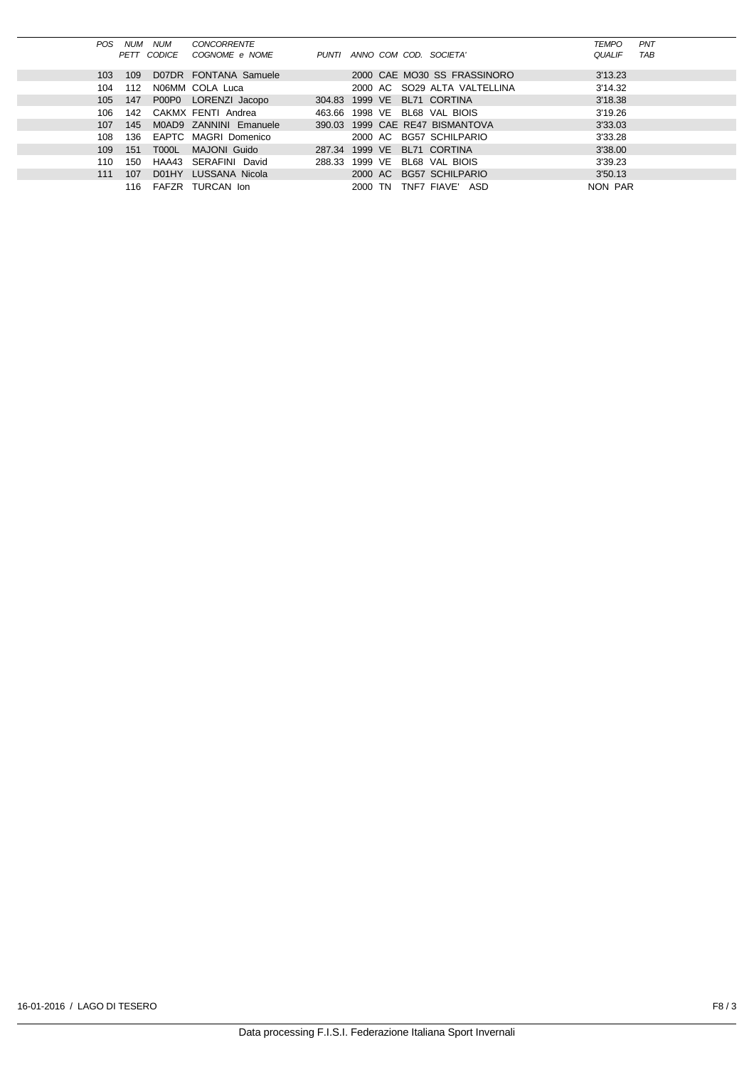| POS | NUM PETT | NUM CODICE | CONCORRENTE COGNOME e NOME | PUNTI | ANNO | COM | COD. | SOCIETA' | TEMPO QUALIF | PNT TAB |
|---|---|---|---|---|---|---|---|---|---|---|
| 103 | 109 | D07DR | FONTANA Samuele | | 2000 | CAE | MO30 | SS FRASSINORO | 3'13.23 | |
| 104 | 112 | N06MM | COLA Luca | | 2000 | AC | SO29 | ALTA VALTELLINA | 3'14.32 | |
| 105 | 147 | P00P0 | LORENZI Jacopo | 304.83 | 1999 | VE | BL71 | CORTINA | 3'18.38 | |
| 106 | 142 | CAKMX | FENTI Andrea | 463.66 | 1998 | VE | BL68 | VAL BIOIS | 3'19.26 | |
| 107 | 145 | M0AD9 | ZANNINI Emanuele | 390.03 | 1999 | CAE | RE47 | BISMANTOVA | 3'33.03 | |
| 108 | 136 | EAPTC | MAGRI Domenico | | 2000 | AC | BG57 | SCHILPARIO | 3'33.28 | |
| 109 | 151 | T000L | MAJONI Guido | 287.34 | 1999 | VE | BL71 | CORTINA | 3'38.00 | |
| 110 | 150 | HAA43 | SERAFINI David | 288.33 | 1999 | VE | BL68 | VAL BIOIS | 3'39.23 | |
| 111 | 107 | D01HY | LUSSANA Nicola | | 2000 | AC | BG57 | SCHILPARIO | 3'50.13 | |
| | 116 | FAFZR | TURCAN Ion | | 2000 | TN | TNF7 | FIAVE' ASD | NON PAR | |

16-01-2016 / LAGO DI TESERO

Data processing F.I.S.I. Federazione Italiana Sport Invernali